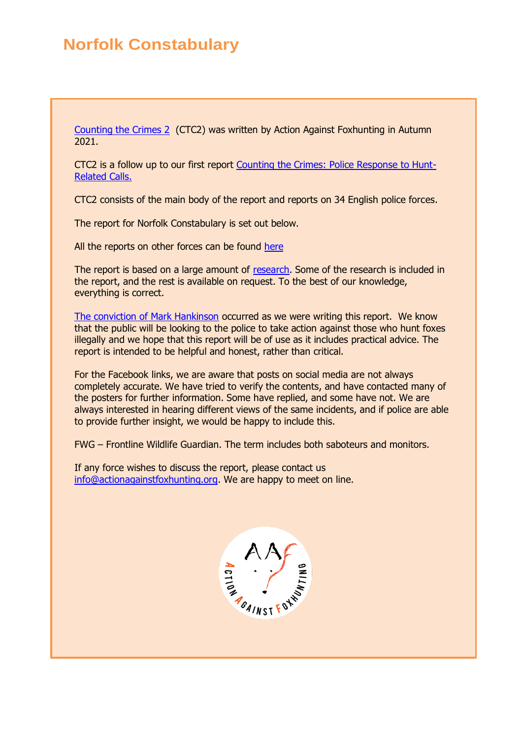# Norfolk Constabulary

Counting the Crimes 2 (CTC2) was written by Action Against Foxhunting in Autumn 2021.

CTC2 is a follow up to our first report Counting the Crimes: Police Response to Hunt-Related Calls.

CTC2 consists of the main body of the report and reports on 34 English police forces.

The report for Norfolk Constabulary is set out below.

All the reports on other forces can be found here

The report is based on a large amount of research. Some of the research is included in the report, and the rest is available on request. To the best of our knowledge, everything is correct.

The conviction of Mark Hankinson occurred as we were writing this report. We know that the public will be looking to the police to take action against those who hunt foxes illegally and we hope that this report will be of use as it includes practical advice. The report is intended to be helpful and honest, rather than critical.

For the Facebook links, we are aware that posts on social media are not always completely accurate. We have tried to verify the contents, and have contacted many of the posters for further information. Some have replied, and some have not. We are always interested in hearing different views of the same incidents, and if police are able to provide further insight, we would be happy to include this.

FWG – Frontline Wildlife Guardian. The term includes both saboteurs and monitors.

If any force wishes to discuss the report, please contact us info@actionagainstfoxhunting.org. We are happy to meet on line.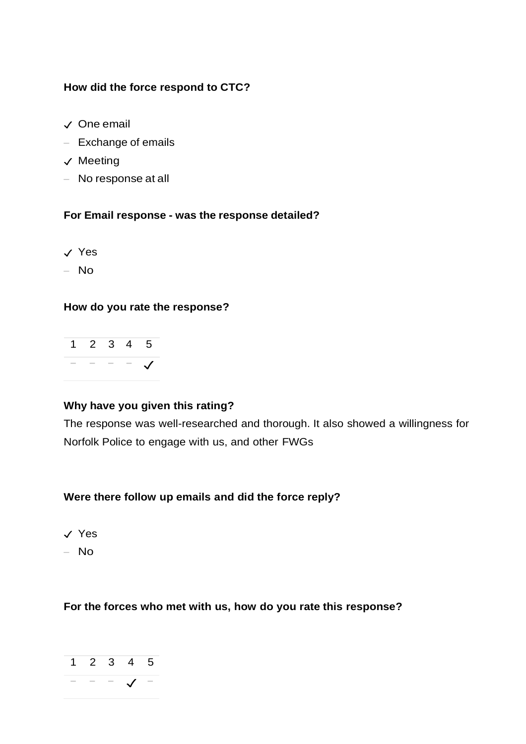**How did the force respond to CTC?**

- ✓ One email
- – Exchange of emails
- ✓ Meeting
- – No response at all

**For Email response - was the response detailed?**

- ✓ Yes
- – No

**How do you rate the response?**

| 1 | 2 | 3 | 4 | 5 |
|---|---|---|---|---|
| – | – | – | – | ✓ |

**Why have you given this rating?**

The response was well-researched and thorough. It also showed a willingness for Norfolk Police to engage with us, and other FWGs

**Were there follow up emails and did the force reply?**

- ✓ Yes
- – No

**For the forces who met with us, how do you rate this response?**

| 1 | 2 | 3 | 4 | 5 |
|---|---|---|---|---|
| – | – | – | ✓ | – |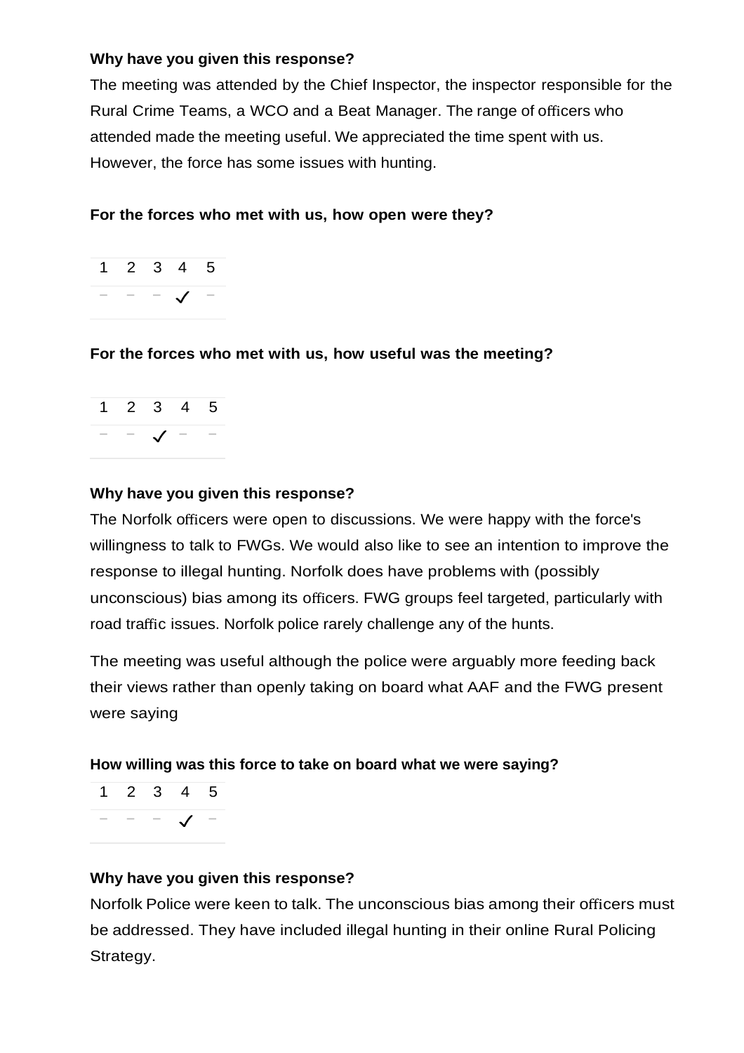**Why have you given this response?**

The meeting was attended by the Chief Inspector, the inspector responsible for the Rural Crime Teams, a WCO and a Beat Manager. The range of officers who attended made the meeting useful. We appreciated the time spent with us. However, the force has some issues with hunting.

**For the forces who met with us, how open were they?**

| 1 | 2 | 3 | 4 | 5 |
|---|---|---|---|---|
| – | – | – | ✓ | – |

**For the forces who met with us, how useful was the meeting?**

| 1 | 2 | 3 | 4 | 5 |
|---|---|---|---|---|
| – | – | ✓ | – | – |

**Why have you given this response?**

The Norfolk officers were open to discussions. We were happy with the force's willingness to talk to FWGs. We would also like to see an intention to improve the response to illegal hunting. Norfolk does have problems with (possibly unconscious) bias among its officers. FWG groups feel targeted, particularly with road traffic issues. Norfolk police rarely challenge any of the hunts.

The meeting was useful although the police were arguably more feeding back their views rather than openly taking on board what AAF and the FWG present were saying

**How willing was this force to take on board what we were saying?**

| 1 | 2 | 3 | 4 | 5 |
|---|---|---|---|---|
| – | – | – | ✓ | – |

**Why have you given this response?**

Norfolk Police were keen to talk. The unconscious bias among their officers must be addressed. They have included illegal hunting in their online Rural Policing Strategy.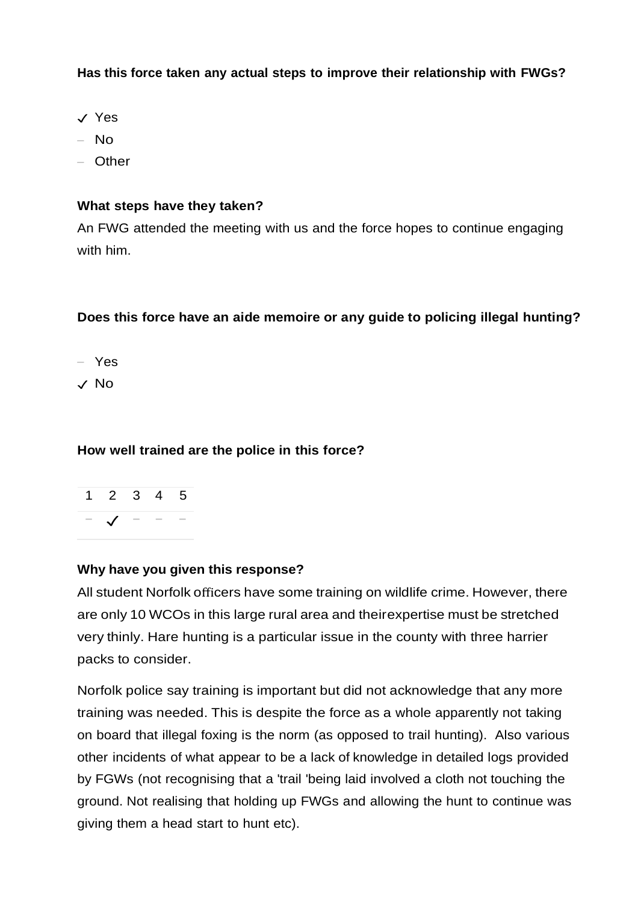**Has this force taken any actual steps to improve their relationship with FWGs?**

- ✓ Yes
- – No
- – Other

**What steps have they taken?**

An FWG attended the meeting with us and the force hopes to continue engaging with him.

**Does this force have an aide memoire or any guide to policing illegal hunting?**

- – Yes
- ✓ No

**How well trained are the police in this force?**

| 1 | 2 | 3 | 4 | 5 |
|---|---|---|---|---|
| – | ✓ | – | – | – |

**Why have you given this response?**

All student Norfolk officers have some training on wildlife crime. However, there are only 10 WCOs in this large rural area and theirexpertise must be stretched very thinly. Hare hunting is a particular issue in the county with three harrier packs to consider.

Norfolk police say training is important but did not acknowledge that any more training was needed. This is despite the force as a whole apparently not taking on board that illegal foxing is the norm (as opposed to trail hunting). Also various other incidents of what appear to be a lack of knowledge in detailed logs provided by FGWs (not recognising that a 'trail 'being laid involved a cloth not touching the ground. Not realising that holding up FWGs and allowing the hunt to continue was giving them a head start to hunt etc).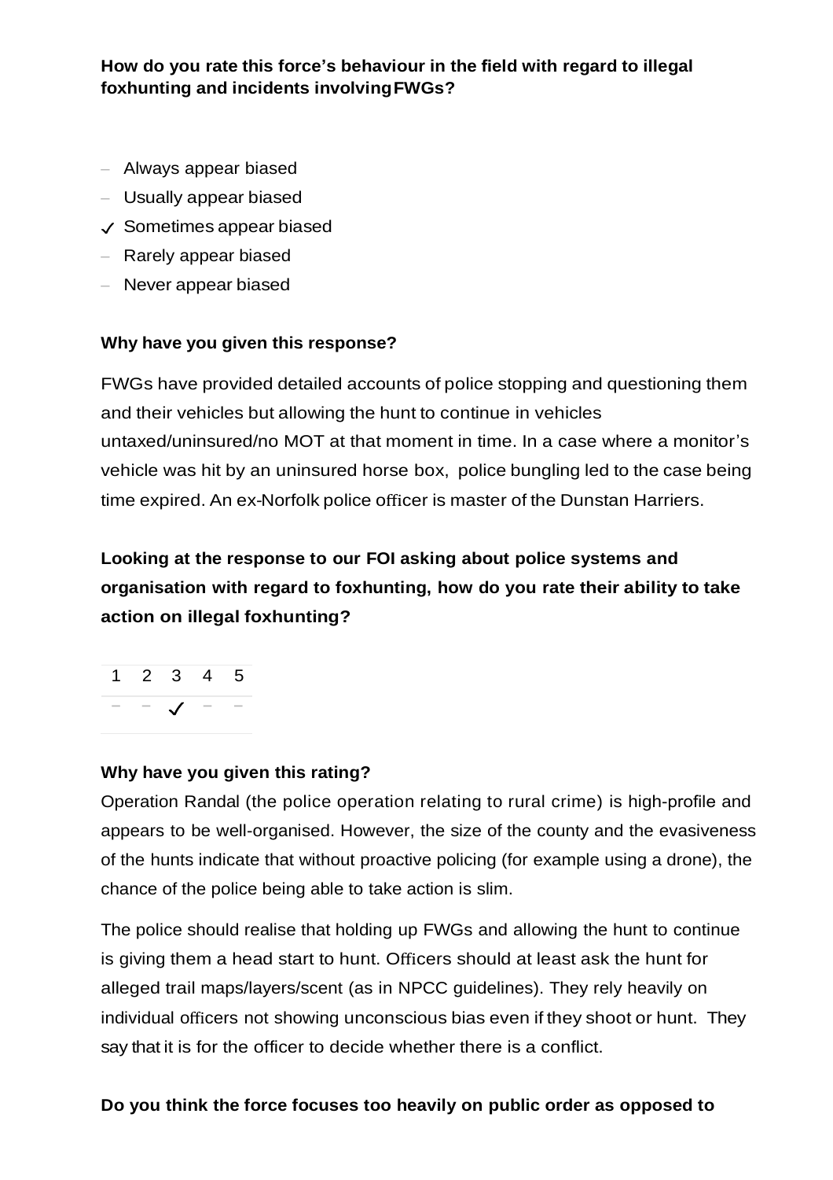**How do you rate this force's behaviour in the field with regard to illegal foxhunting and incidents involving FWGs?**

- – Always appear biased
- – Usually appear biased
- ✓ Sometimes appear biased
- – Rarely appear biased
- – Never appear biased

**Why have you given this response?**

FWGs have provided detailed accounts of police stopping and questioning them and their vehicles but allowing the hunt to continue in vehicles untaxed/uninsured/no MOT at that moment in time. In a case where a monitor's vehicle was hit by an uninsured horse box, police bungling led to the case being time expired. An ex-Norfolk police officer is master of the Dunstan Harriers.

**Looking at the response to our FOI asking about police systems and organisation with regard to foxhunting, how do you rate their ability to take action on illegal foxhunting?**

| 1 | 2 | 3 | 4 | 5 |
|---|---|---|---|---|
| – | – | ✓ | – | – |

**Why have you given this rating?**

Operation Randal (the police operation relating to rural crime) is high-profile and appears to be well-organised. However, the size of the county and the evasiveness of the hunts indicate that without proactive policing (for example using a drone), the chance of the police being able to take action is slim.

The police should realise that holding up FWGs and allowing the hunt to continue is giving them a head start to hunt. Officers should at least ask the hunt for alleged trail maps/layers/scent (as in NPCC guidelines). They rely heavily on individual officers not showing unconscious bias even if they shoot or hunt. They say that it is for the officer to decide whether there is a conflict.

**Do you think the force focuses too heavily on public order as opposed to**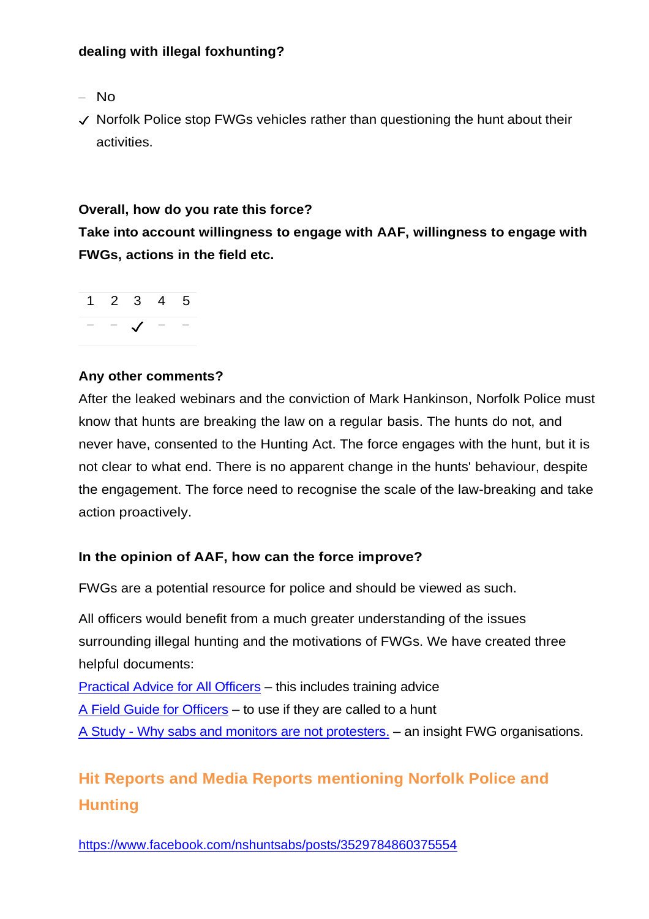**dealing with illegal foxhunting?**

- – No
- ✓ Norfolk Police stop FWGs vehicles rather than questioning the hunt about their activities.

**Overall, how do you rate this force?**
**Take into account willingness to engage with AAF, willingness to engage with FWGs, actions in the field etc.**

| 1 | 2 | 3 | 4 | 5 |
|---|---|---|---|---|
| – | – | ✓ | – | – |

**Any other comments?**

After the leaked webinars and the conviction of Mark Hankinson, Norfolk Police must know that hunts are breaking the law on a regular basis. The hunts do not, and never have, consented to the Hunting Act. The force engages with the hunt, but it is not clear to what end. There is no apparent change in the hunts' behaviour, despite the engagement. The force need to recognise the scale of the law-breaking and take action proactively.

**In the opinion of AAF, how can the force improve?**

FWGs are a potential resource for police and should be viewed as such.

All officers would benefit from a much greater understanding of the issues surrounding illegal hunting and the motivations of FWGs. We have created three helpful documents:
Practical Advice for All Officers – this includes training advice
A Field Guide for Officers – to use if they are called to a hunt
A Study - Why sabs and monitors are not protesters. – an insight FWG organisations.

## Hit Reports and Media Reports mentioning Norfolk Police and Hunting

https://www.facebook.com/nshuntsabs/posts/3529784860375554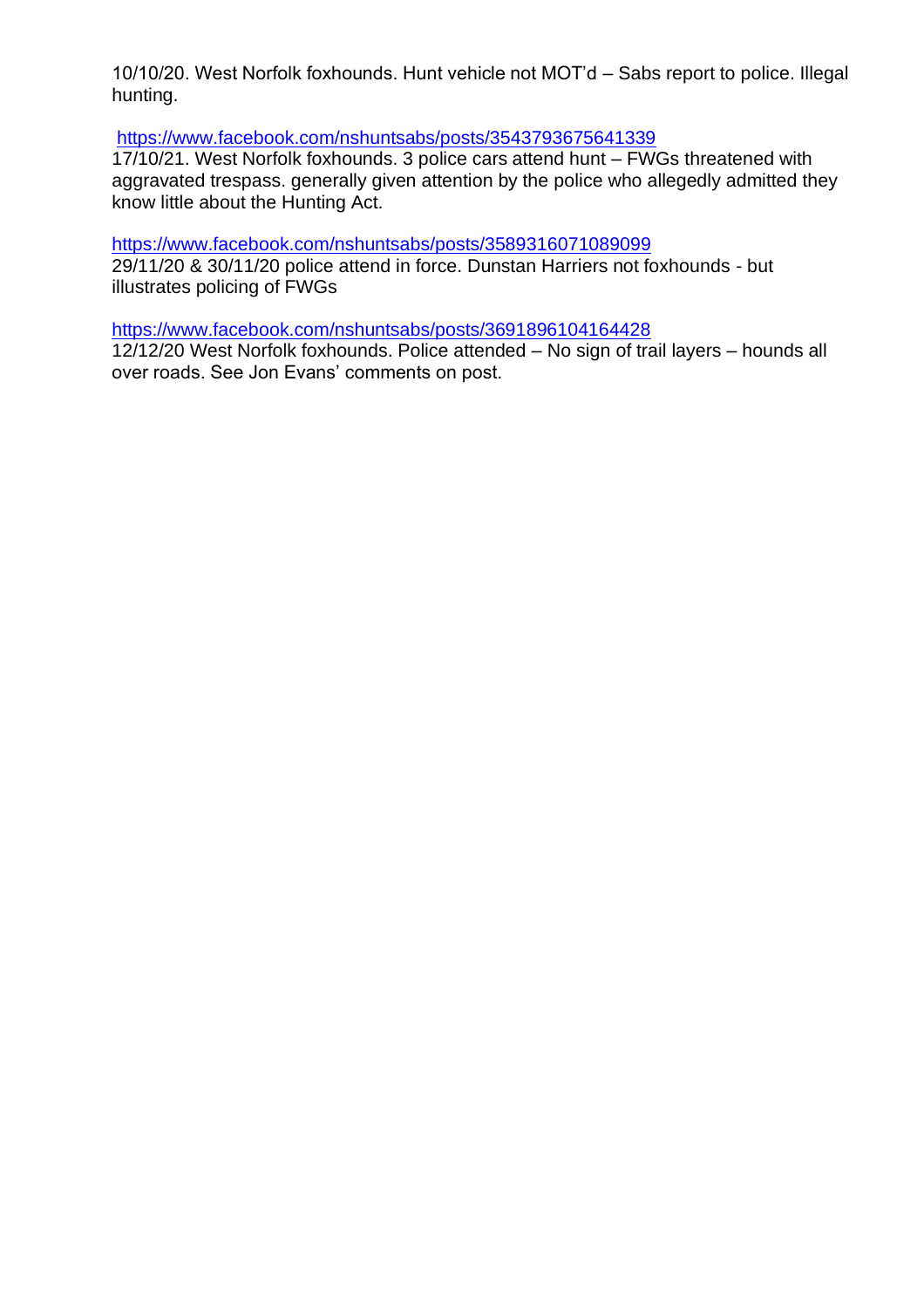10/10/20. West Norfolk foxhounds. Hunt vehicle not MOT'd – Sabs report to police. Illegal hunting.

https://www.facebook.com/nshuntsabs/posts/3543793675641339
17/10/21. West Norfolk foxhounds. 3 police cars attend hunt – FWGs threatened with aggravated trespass. generally given attention by the police who allegedly admitted they know little about the Hunting Act.

https://www.facebook.com/nshuntsabs/posts/3589316071089099
29/11/20 & 30/11/20 police attend in force. Dunstan Harriers not foxhounds - but illustrates policing of FWGs

https://www.facebook.com/nshuntsabs/posts/3691896104164428
12/12/20 West Norfolk foxhounds. Police attended – No sign of trail layers – hounds all over roads. See Jon Evans' comments on post.